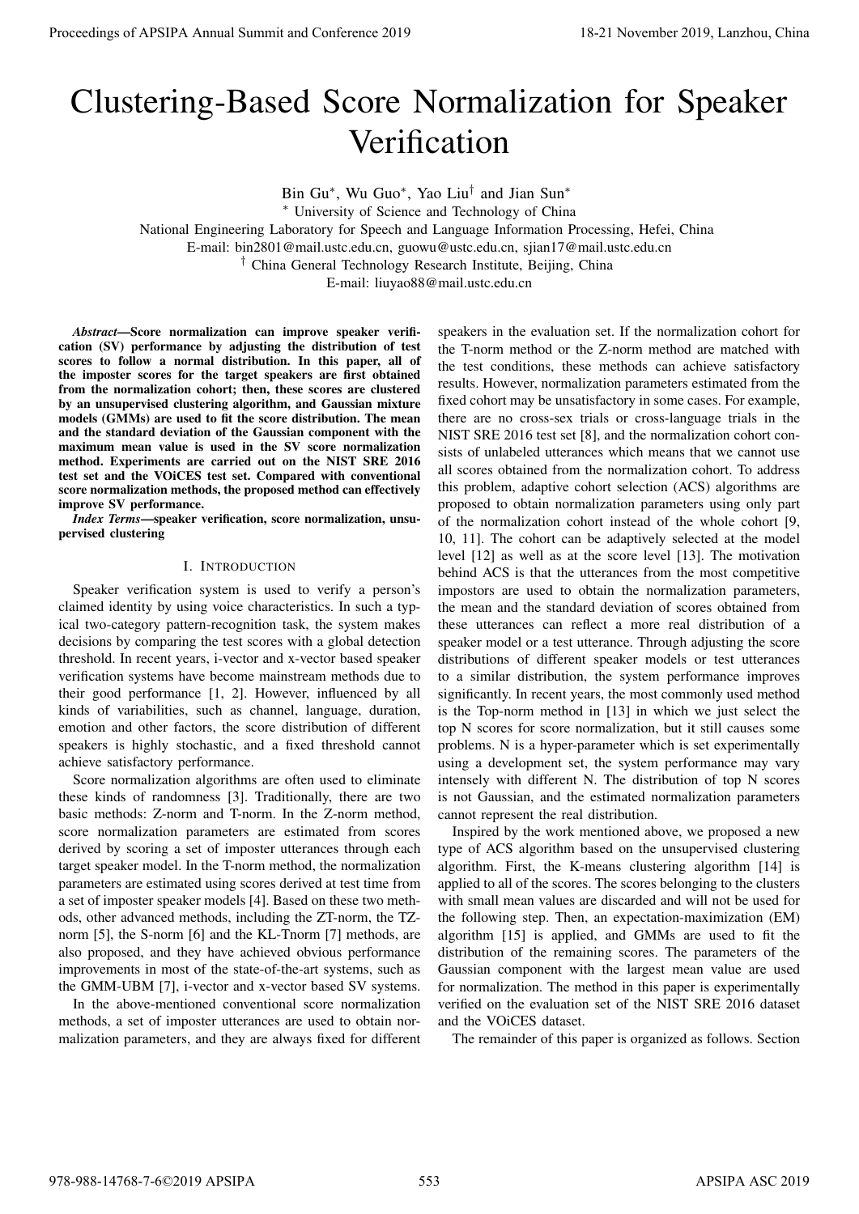# Clustering-Based Score Normalization for Speaker Verification

Bin Gu*, Wu Guo*, Yao Liu† and Jian Sun*

* University of Science and Technology of China

National Engineering Laboratory for Speech and Language Information Processing, Hefei, China

E-mail: bin2801@mail.ustc.edu.cn, guowu@ustc.edu.cn, sjian17@mail.ustc.edu.cn

† China General Technology Research Institute, Beijing, China

E-mail: liuyao88@mail.ustc.edu.cn

***Abstract*—Score normalization can improve speaker verification (SV) performance by adjusting the distribution of test scores to follow a normal distribution. In this paper, all of the imposter scores for the target speakers are first obtained from the normalization cohort; then, these scores are clustered by an unsupervised clustering algorithm, and Gaussian mixture models (GMMs) are used to fit the score distribution. The mean and the standard deviation of the Gaussian component with the maximum mean value is used in the SV score normalization method. Experiments are carried out on the NIST SRE 2016 test set and the VOiCES test set. Compared with conventional score normalization methods, the proposed method can effectively improve SV performance.**

***Index Terms*—speaker verification, score normalization, unsupervised clustering**

## I. Introduction

Speaker verification system is used to verify a person's claimed identity by using voice characteristics. In such a typical two-category pattern-recognition task, the system makes decisions by comparing the test scores with a global detection threshold. In recent years, i-vector and x-vector based speaker verification systems have become mainstream methods due to their good performance [1, 2]. However, influenced by all kinds of variabilities, such as channel, language, duration, emotion and other factors, the score distribution of different speakers is highly stochastic, and a fixed threshold cannot achieve satisfactory performance.

Score normalization algorithms are often used to eliminate these kinds of randomness [3]. Traditionally, there are two basic methods: Z-norm and T-norm. In the Z-norm method, score normalization parameters are estimated from scores derived by scoring a set of imposter utterances through each target speaker model. In the T-norm method, the normalization parameters are estimated using scores derived at test time from a set of imposter speaker models [4]. Based on these two methods, other advanced methods, including the ZT-norm, the TZ-norm [5], the S-norm [6] and the KL-Tnorm [7] methods, are also proposed, and they have achieved obvious performance improvements in most of the state-of-the-art systems, such as the GMM-UBM [7], i-vector and x-vector based SV systems.

In the above-mentioned conventional score normalization methods, a set of imposter utterances are used to obtain normalization parameters, and they are always fixed for different speakers in the evaluation set. If the normalization cohort for the T-norm method or the Z-norm method are matched with the test conditions, these methods can achieve satisfactory results. However, normalization parameters estimated from the fixed cohort may be unsatisfactory in some cases. For example, there are no cross-sex trials or cross-language trials in the NIST SRE 2016 test set [8], and the normalization cohort consists of unlabeled utterances which means that we cannot use all scores obtained from the normalization cohort. To address this problem, adaptive cohort selection (ACS) algorithms are proposed to obtain normalization parameters using only part of the normalization cohort instead of the whole cohort [9, 10, 11]. The cohort can be adaptively selected at the model level [12] as well as at the score level [13]. The motivation behind ACS is that the utterances from the most competitive impostors are used to obtain the normalization parameters, the mean and the standard deviation of scores obtained from these utterances can reflect a more real distribution of a speaker model or a test utterance. Through adjusting the score distributions of different speaker models or test utterances to a similar distribution, the system performance improves significantly. In recent years, the most commonly used method is the Top-norm method in [13] in which we just select the top N scores for score normalization, but it still causes some problems. N is a hyper-parameter which is set experimentally using a development set, the system performance may vary intensely with different N. The distribution of top N scores is not Gaussian, and the estimated normalization parameters cannot represent the real distribution.

Inspired by the work mentioned above, we proposed a new type of ACS algorithm based on the unsupervised clustering algorithm. First, the K-means clustering algorithm [14] is applied to all of the scores. The scores belonging to the clusters with small mean values are discarded and will not be used for the following step. Then, an expectation-maximization (EM) algorithm [15] is applied, and GMMs are used to fit the distribution of the remaining scores. The parameters of the Gaussian component with the largest mean value are used for normalization. The method in this paper is experimentally verified on the evaluation set of the NIST SRE 2016 dataset and the VOiCES dataset.

The remainder of this paper is organized as follows. Section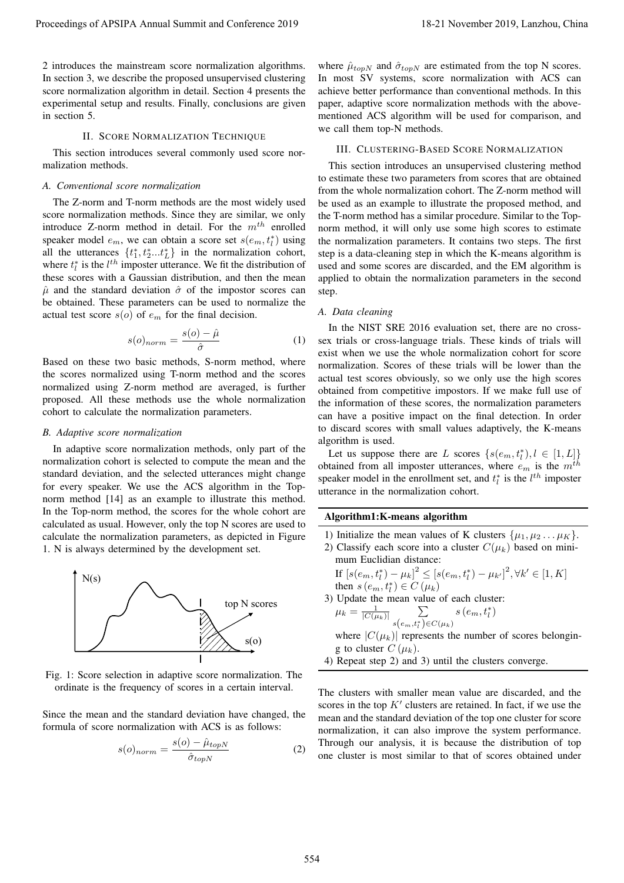2 introduces the mainstream score normalization algorithms. In section 3, we describe the proposed unsupervised clustering score normalization algorithm in detail. Section 4 presents the experimental setup and results. Finally, conclusions are given in section 5.

## II. Score Normalization Technique

This section introduces several commonly used score normalization methods.

### *A. Conventional score normalization*

The Z-norm and T-norm methods are the most widely used score normalization methods. Since they are similar, we only introduce Z-norm method in detail. For the $m^{th}$ enrolled speaker model $e_m$, we can obtain a score set $s(e_m, t_l^*)$ using all the utterances $\{t_1^*, t_2^* ... t_L^*\}$ in the normalization cohort, where $t_l^*$ is the $l^{th}$ imposter utterance. We fit the distribution of these scores with a Gaussian distribution, and then the mean $\hat{\mu}$ and the standard deviation $\hat{\sigma}$ of the impostor scores can be obtained. These parameters can be used to normalize the actual test score $s(o)$ of $e_m$ for the final decision.

$$s(o)_{norm} = \frac{s(o) - \hat{\mu}}{\hat{\sigma}} \tag{1}$$

Based on these two basic methods, S-norm method, where the scores normalized using T-norm method and the scores normalized using Z-norm method are averaged, is further proposed. All these methods use the whole normalization cohort to calculate the normalization parameters.

### *B. Adaptive score normalization*

In adaptive score normalization methods, only part of the normalization cohort is selected to compute the mean and the standard deviation, and the selected utterances might change for every speaker. We use the ACS algorithm in the Top-norm method [14] as an example to illustrate this method. In the Top-norm method, the scores for the whole cohort are calculated as usual. However, only the top N scores are used to calculate the normalization parameters, as depicted in Figure 1. N is always determined by the development set.

Fig. 1: Score selection in adaptive score normalization. The ordinate is the frequency of scores in a certain interval.

Since the mean and the standard deviation have changed, the formula of score normalization with ACS is as follows:

$$s(o)_{norm} = \frac{s(o) - \hat{\mu}_{topN}}{\hat{\sigma}_{topN}} \tag{2}$$

where $\hat{\mu}_{topN}$ and $\hat{\sigma}_{topN}$ are estimated from the top N scores. In most SV systems, score normalization with ACS can achieve better performance than conventional methods. In this paper, adaptive score normalization methods with the above-mentioned ACS algorithm will be used for comparison, and we call them top-N methods.

## III. Clustering-Based Score Normalization

This section introduces an unsupervised clustering method to estimate these two parameters from scores that are obtained from the whole normalization cohort. The Z-norm method will be used as an example to illustrate the proposed method, and the T-norm method has a similar procedure. Similar to the Top-norm method, it will only use some high scores to estimate the normalization parameters. It contains two steps. The first step is a data-cleaning step in which the K-means algorithm is used and some scores are discarded, and the EM algorithm is applied to obtain the normalization parameters in the second step.

### *A. Data cleaning*

In the NIST SRE 2016 evaluation set, there are no cross-sex trials or cross-language trials. These kinds of trials will exist when we use the whole normalization cohort for score normalization. Scores of these trials will be lower than the actual test scores obviously, so we only use the high scores obtained from competitive impostors. If we make full use of the information of these scores, the normalization parameters can have a positive impact on the final detection. In order to discard scores with small values adaptively, the K-means algorithm is used.

Let us suppose there are $L$ scores $\{s(e_m, t_l^*), l \in [1, L]\}$ obtained from all imposter utterances, where $e_m$ is the $m^{th}$ speaker model in the enrollment set, and $t_l^*$ is the $l^{th}$ imposter utterance in the normalization cohort.

**Algorithm1:K-means algorithm**

1) Initialize the mean values of K clusters $\{\mu_1, \mu_2 \dots \mu_K\}$.
2) Classify each score into a cluster $C(\mu_k)$ based on minimum Euclidian distance:
   If $[s(e_m, t_l^*) - \mu_k]^2 \leq [s(e_m, t_l^*) - \mu_{k'}]^2, \forall k' \in [1, K]$ then $s(e_m, t_l^*) \in C(\mu_k)$
3) Update the mean value of each cluster:
   $\mu_k = \frac{1}{|C(\mu_k)|} \sum_{s(e_m, t_l^*) \in C(\mu_k)} s(e_m, t_l^*)$
   where $|C(\mu_k)|$ represents the number of scores belonging to cluster $C(\mu_k)$.
4) Repeat step 2) and 3) until the clusters converge.

The clusters with smaller mean value are discarded, and the scores in the top $K'$ clusters are retained. In fact, if we use the mean and the standard deviation of the top one cluster for score normalization, it can also improve the system performance. Through our analysis, it is because the distribution of top one cluster is most similar to that of scores obtained under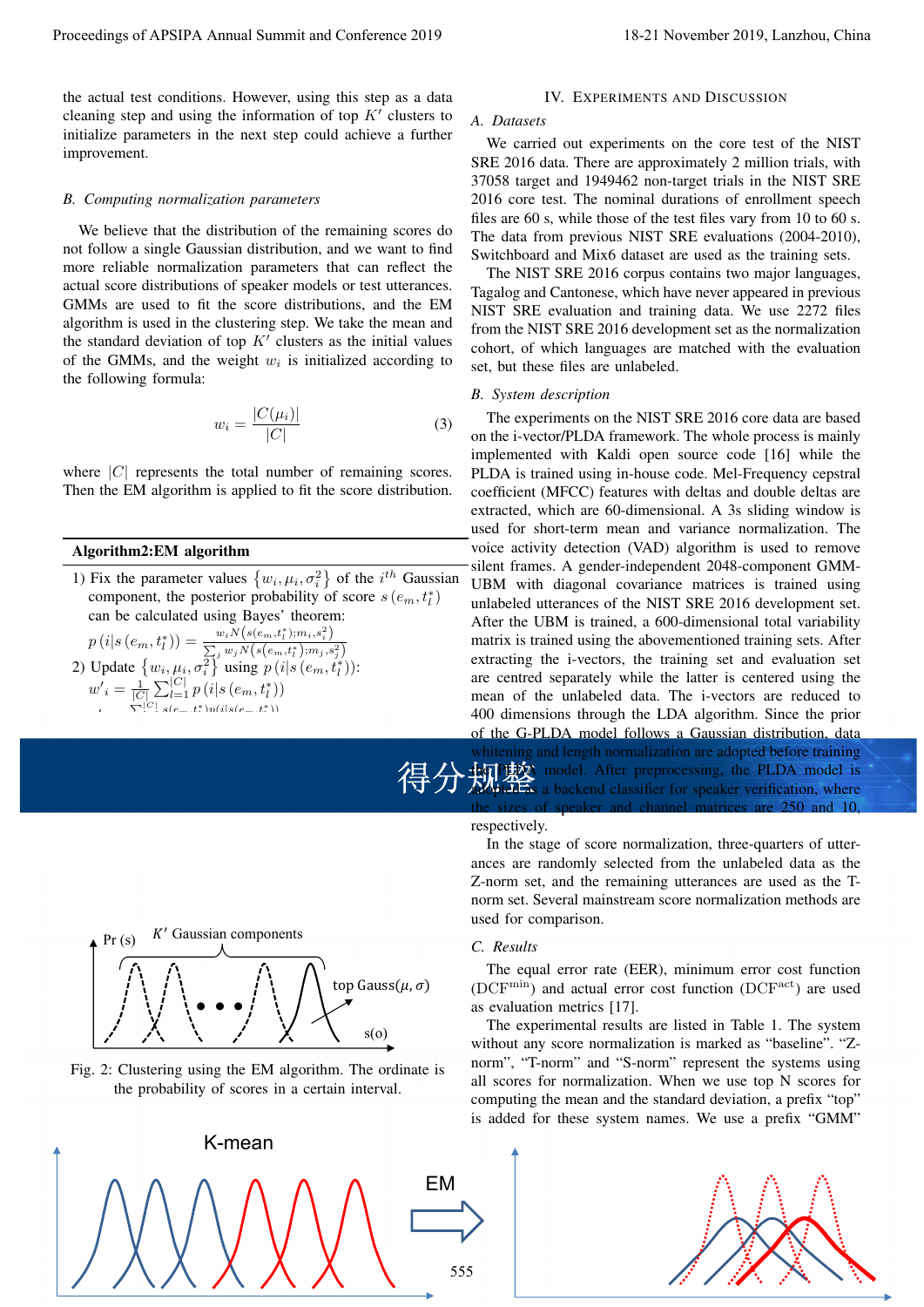the actual test conditions. However, using this step as a data cleaning step and using the information of top $K'$ clusters to initialize parameters in the next step could achieve a further improvement.

### B. Computing normalization parameters

We believe that the distribution of the remaining scores do not follow a single Gaussian distribution, and we want to find more reliable normalization parameters that can reflect the actual score distributions of speaker models or test utterances. GMMs are used to fit the score distributions, and the EM algorithm is used in the clustering step. We take the mean and the standard deviation of top $K'$ clusters as the initial values of the GMMs, and the weight $w_i$ is initialized according to the following formula:

$$w_i = \frac{|C(\mu_i)|}{|C|} \tag{3}$$

where $|C|$ represents the total number of remaining scores. Then the EM algorithm is applied to fit the score distribution.

**Algorithm2:EM algorithm**

1) Fix the parameter values $\{w_i, \mu_i, \sigma_i^2\}$ of the $i^{th}$ Gaussian component, the posterior probability of score $s(e_m, t_l^*)$ can be calculated using Bayes' theorem:
$p(i|s(e_m, t_l^*)) = \frac{w_i N(s(e_m,t_l^*);m_i,s_i^2)}{\sum_j w_j N(s(e_m,t_l^*);m_j,s_j^2)}$
2) Update $\{w_i, \mu_i, \sigma_i^2\}$ using $p(i|s(e_m, t_l^*))$:
$w'_i = \frac{1}{|C|}\sum_{l=1}^{|C|} p(i|s(e_m, t_l^*))$

得分规整

Pr (s) $K'$ Gaussian components top Gauss$(\mu, \sigma)$ s(o)

Fig. 2: Clustering using the EM algorithm. The ordinate is the probability of scores in a certain interval.

K-mean EM

## IV. Experiments and Discussion

### A. Datasets

We carried out experiments on the core test of the NIST SRE 2016 data. There are approximately 2 million trials, with 37058 target and 1949462 non-target trials in the NIST SRE 2016 core test. The nominal durations of enrollment speech files are 60 s, while those of the test files vary from 10 to 60 s. The data from previous NIST SRE evaluations (2004-2010), Switchboard and Mix6 dataset are used as the training sets.

The NIST SRE 2016 corpus contains two major languages, Tagalog and Cantonese, which have never appeared in previous NIST SRE evaluation and training data. We use 2272 files from the NIST SRE 2016 development set as the normalization cohort, of which languages are matched with the evaluation set, but these files are unlabeled.

### B. System description

The experiments on the NIST SRE 2016 core data are based on the i-vector/PLDA framework. The whole process is mainly implemented with Kaldi open source code [16] while the PLDA is trained using in-house code. Mel-Frequency cepstral coefficient (MFCC) features with deltas and double deltas are extracted, which are 60-dimensional. A 3s sliding window is used for short-term mean and variance normalization. The voice activity detection (VAD) algorithm is used to remove silent frames. A gender-independent 2048-component GMM-UBM with diagonal covariance matrices is trained using unlabeled utterances of the NIST SRE 2016 development set. After the UBM is trained, a 600-dimensional total variability matrix is trained using the abovementioned training sets. After extracting the i-vectors, the training set and evaluation set are centred separately while the latter is centered using the mean of the unlabeled data. The i-vectors are reduced to 400 dimensions through the LDA algorithm. Since the prior of the G-PLDA model follows a Gaussian distribution, data whitening and length normalization are adopted before training the PLDA model. After preprocessing, the PLDA model is adopted as a backend classifier for speaker verification, where the sizes of speaker and channel matrices are 250 and 10, respectively.

In the stage of score normalization, three-quarters of utterances are randomly selected from the unlabeled data as the Z-norm set, and the remaining utterances are used as the T-norm set. Several mainstream score normalization methods are used for comparison.

### C. Results

The equal error rate (EER), minimum error cost function ($\text{DCF}^{\text{min}}$) and actual error cost function ($\text{DCF}^{\text{act}}$) are used as evaluation metrics [17].

The experimental results are listed in Table 1. The system without any score normalization is marked as "baseline". "Z-norm", "T-norm" and "S-norm" represent the systems using all scores for normalization. When we use top N scores for computing the mean and the standard deviation, a prefix "top" is added for these system names. We use a prefix "GMM"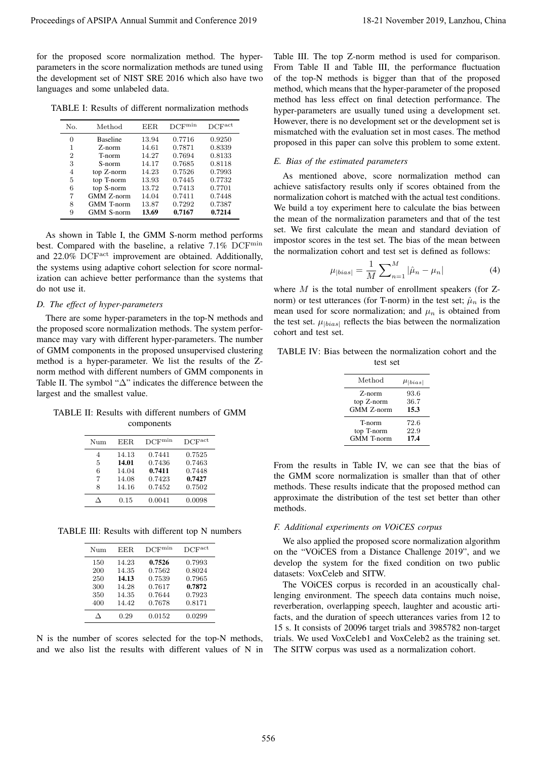for the proposed score normalization method. The hyper-parameters in the score normalization methods are tuned using the development set of NIST SRE 2016 which also have two languages and some unlabeled data.

TABLE I: Results of different normalization methods

| No. | Method | EER | $\mathrm{DCF}^{\mathrm{min}}$ | $\mathrm{DCF}^{\mathrm{act}}$ |
|---|---|---|---|---|
| 0 | Baseline | 13.94 | 0.7716 | 0.9250 |
| 1 | Z-norm | 14.61 | 0.7871 | 0.8339 |
| 2 | T-norm | 14.27 | 0.7694 | 0.8133 |
| 3 | S-norm | 14.17 | 0.7685 | 0.8118 |
| 4 | top Z-norm | 14.23 | 0.7526 | 0.7993 |
| 5 | top T-norm | 13.93 | 0.7445 | 0.7732 |
| 6 | top S-norm | 13.72 | 0.7413 | 0.7701 |
| 7 | GMM Z-norm | 14.04 | 0.7411 | 0.7448 |
| 8 | GMM T-norm | 13.87 | 0.7292 | 0.7387 |
| 9 | GMM S-norm | **13.69** | **0.7167** | **0.7214** |

As shown in Table I, the GMM S-norm method performs best. Compared with the baseline, a relative 7.1% $\mathrm{DCF}^{\mathrm{min}}$ and 22.0% $\mathrm{DCF}^{\mathrm{act}}$ improvement are obtained. Additionally, the systems using adaptive cohort selection for score normalization can achieve better performance than the systems that do not use it.

### *D. The effect of hyper-parameters*

There are some hyper-parameters in the top-N methods and the proposed score normalization methods. The system performance may vary with different hyper-parameters. The number of GMM components in the proposed unsupervised clustering method is a hyper-parameter. We list the results of the Z-norm method with different numbers of GMM components in Table II. The symbol "Δ" indicates the difference between the largest and the smallest value.

TABLE II: Results with different numbers of GMM components

| Num | EER | $\mathrm{DCF}^{\mathrm{min}}$ | $\mathrm{DCF}^{\mathrm{act}}$ |
|---|---|---|---|
| 4 | 14.13 | 0.7441 | 0.7525 |
| 5 | **14.01** | 0.7436 | 0.7463 |
| 6 | 14.04 | **0.7411** | 0.7448 |
| 7 | 14.08 | 0.7423 | **0.7427** |
| 8 | 14.16 | 0.7452 | 0.7502 |
| Δ | 0.15 | 0.0041 | 0.0098 |

TABLE III: Results with different top N numbers

| Num | EER | $\mathrm{DCF}^{\mathrm{min}}$ | $\mathrm{DCF}^{\mathrm{act}}$ |
|---|---|---|---|
| 150 | 14.23 | **0.7526** | 0.7993 |
| 200 | 14.35 | 0.7562 | 0.8024 |
| 250 | **14.13** | 0.7539 | 0.7965 |
| 300 | 14.28 | 0.7617 | **0.7872** |
| 350 | 14.35 | 0.7644 | 0.7923 |
| 400 | 14.42 | 0.7678 | 0.8171 |
| Δ | 0.29 | 0.0152 | 0.0299 |

N is the number of scores selected for the top-N methods, and we also list the results with different values of N in Table III. The top Z-norm method is used for comparison. From Table II and Table III, the performance fluctuation of the top-N methods is bigger than that of the proposed method, which means that the hyper-parameter of the proposed method has less effect on final detection performance. The hyper-parameters are usually tuned using a development set. However, there is no development set or the development set is mismatched with the evaluation set in most cases. The method proposed in this paper can solve this problem to some extent.

### *E. Bias of the estimated parameters*

As mentioned above, score normalization method can achieve satisfactory results only if scores obtained from the normalization cohort is matched with the actual test conditions. We build a toy experiment here to calculate the bias between the mean of the normalization parameters and that of the test set. We first calculate the mean and standard deviation of impostor scores in the test set. The bias of the mean between the normalization cohort and test set is defined as follows:

$$\mu_{|bias|} = \frac{1}{M} \sum\nolimits_{n=1}^{M} |\hat{\mu}_n - \mu_n| \tag{4}$$

where $M$ is the total number of enrollment speakers (for Z-norm) or test utterances (for T-norm) in the test set; $\hat{\mu}_n$ is the mean used for score normalization; and $\mu_n$ is obtained from the test set. $\mu_{|bias|}$ reflects the bias between the normalization cohort and test set.

TABLE IV: Bias between the normalization cohort and the test set

| Method | $\mu_{|bias|}$ |
|---|---|
| Z-norm | 93.6 |
| top Z-norm | 36.7 |
| GMM Z-norm | **15.3** |
| T-norm | 72.6 |
| top T-norm | 22.9 |
| GMM T-norm | **17.4** |

From the results in Table IV, we can see that the bias of the GMM score normalization is smaller than that of other methods. These results indicate that the proposed method can approximate the distribution of the test set better than other methods.

### *F. Additional experiments on VOiCES corpus*

We also applied the proposed score normalization algorithm on the "VOiCES from a Distance Challenge 2019", and we develop the system for the fixed condition on two public datasets: VoxCeleb and SITW.

The VOiCES corpus is recorded in an acoustically challenging environment. The speech data contains much noise, reverberation, overlapping speech, laughter and acoustic artifacts, and the duration of speech utterances varies from 12 to 15 s. It consists of 20096 target trials and 3985782 non-target trials. We used VoxCeleb1 and VoxCeleb2 as the training set. The SITW corpus was used as a normalization cohort.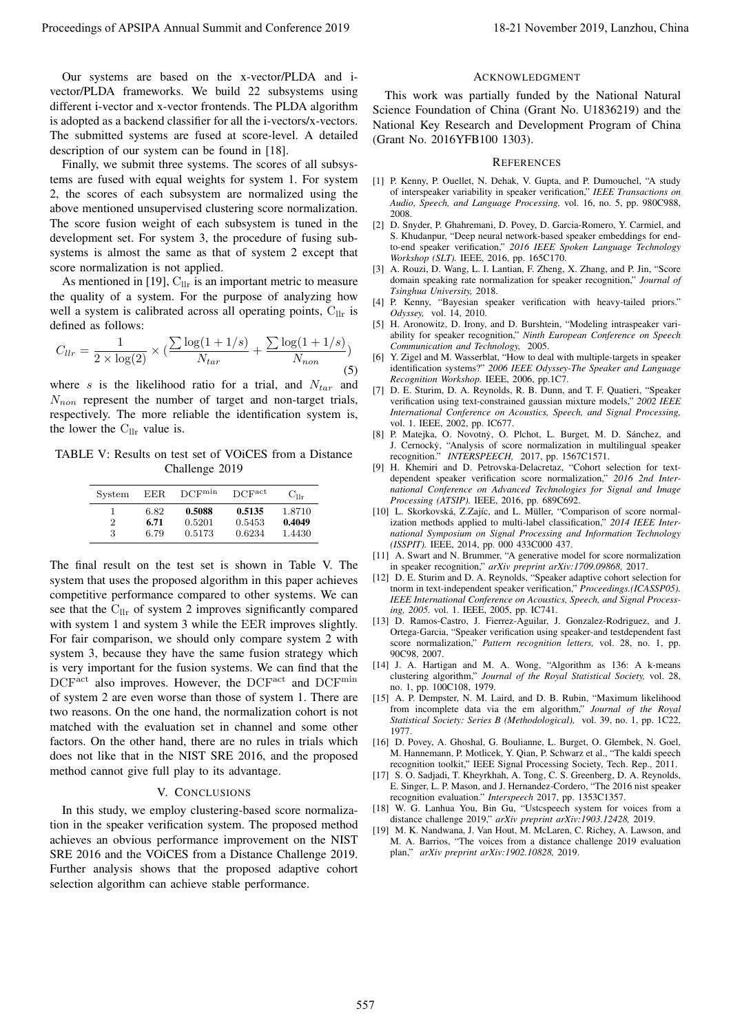Our systems are based on the x-vector/PLDA and i-vector/PLDA frameworks. We build 22 subsystems using different i-vector and x-vector frontends. The PLDA algorithm is adopted as a backend classifier for all the i-vectors/x-vectors. The submitted systems are fused at score-level. A detailed description of our system can be found in [18].

Finally, we submit three systems. The scores of all subsystems are fused with equal weights for system 1. For system 2, the scores of each subsystem are normalized using the above mentioned unsupervised clustering score normalization. The score fusion weight of each subsystem is tuned in the development set. For system 3, the procedure of fusing subsystems is almost the same as that of system 2 except that score normalization is not applied.

As mentioned in [19], $C_{llr}$ is an important metric to measure the quality of a system. For the purpose of analyzing how well a system is calibrated across all operating points, $C_{llr}$ is defined as follows:

$$C_{llr} = \frac{1}{2 \times \log(2)} \times \left(\frac{\sum \log(1 + 1/s)}{N_{tar}} + \frac{\sum \log(1 + 1/s)}{N_{non}}\right) \tag{5}$$

where $s$ is the likelihood ratio for a trial, and $N_{tar}$ and $N_{non}$ represent the number of target and non-target trials, respectively. The more reliable the identification system is, the lower the $C_{llr}$ value is.

TABLE V: Results on test set of VOiCES from a Distance Challenge 2019

| System | EER | $DCF^{min}$ | $DCF^{act}$ | $C_{llr}$ |
|---|---|---|---|---|
| 1 | 6.82 | **0.5088** | **0.5135** | 1.8710 |
| 2 | **6.71** | 0.5201 | 0.5453 | **0.4049** |
| 3 | 6.79 | 0.5173 | 0.6234 | 1.4430 |

The final result on the test set is shown in Table V. The system that uses the proposed algorithm in this paper achieves competitive performance compared to other systems. We can see that the $C_{llr}$ of system 2 improves significantly compared with system 1 and system 3 while the EER improves slightly. For fair comparison, we should only compare system 2 with system 3, because they have the same fusion strategy which is very important for the fusion systems. We can find that the $DCF^{act}$ also improves. However, the $DCF^{act}$ and $DCF^{min}$ of system 2 are even worse than those of system 1. There are two reasons. On the one hand, the normalization cohort is not matched with the evaluation set in channel and some other factors. On the other hand, there are no rules in trials which does not like that in the NIST SRE 2016, and the proposed method cannot give full play to its advantage.

## V. Conclusions

In this study, we employ clustering-based score normalization in the speaker verification system. The proposed method achieves an obvious performance improvement on the NIST SRE 2016 and the VOiCES from a Distance Challenge 2019. Further analysis shows that the proposed adaptive cohort selection algorithm can achieve stable performance.

## Acknowledgment

This work was partially funded by the National Natural Science Foundation of China (Grant No. U1836219) and the National Key Research and Development Program of China (Grant No. 2016YFB100 1303).

## References

[1] P. Kenny, P. Ouellet, N. Dehak, V. Gupta, and P. Dumouchel, "A study of interspeaker variability in speaker verification," *IEEE Transactions on Audio, Speech, and Language Processing,* vol. 16, no. 5, pp. 980C988, 2008.

[2] D. Snyder, P. Ghahremani, D. Povey, D. Garcia-Romero, Y. Carmiel, and S. Khudanpur, "Deep neural network-based speaker embeddings for end-to-end speaker verification," *2016 IEEE Spoken Language Technology Workshop (SLT).* IEEE, 2016, pp. 165C170.

[3] A. Rouzi, D. Wang, L. I. Lantian, F. Zheng, X. Zhang, and P. Jin, "Score domain speaking rate normalization for speaker recognition," *Journal of Tsinghua University,* 2018.

[4] P. Kenny, "Bayesian speaker verification with heavy-tailed priors." *Odyssey,* vol. 14, 2010.

[5] H. Aronowitz, D. Irony, and D. Burshtein, "Modeling intraspeaker variability for speaker recognition," *Ninth European Conference on Speech Communication and Technology,* 2005.

[6] Y. Zigel and M. Wasserblat, "How to deal with multiple-targets in speaker identification systems?" *2006 IEEE Odyssey-The Speaker and Language Recognition Workshop.* IEEE, 2006, pp.1C7.

[7] D. E. Sturim, D. A. Reynolds, R. B. Dunn, and T. F. Quatieri, "Speaker verification using text-constrained gaussian mixture models," *2002 IEEE International Conference on Acoustics, Speech, and Signal Processing,* vol. 1. IEEE, 2002, pp. IC677.

[8] P. Matejka, O. Novotný, O. Plchot, L. Burget, M. D. Sánchez, and J. Cernocký, "Analysis of score normalization in multilingual speaker recognition." *INTERSPEECH,* 2017, pp. 1567C1571.

[9] H. Khemiri and D. Petrovska-Delacretaz, "Cohort selection for text-dependent speaker verification score normalization," *2016 2nd International Conference on Advanced Technologies for Signal and Image Processing (ATSIP).* IEEE, 2016, pp. 689C692.

[10] L. Skorkovská, Z.Zajíc, and L. Müller, "Comparison of score normalization methods applied to multi-label classification," *2014 IEEE International Symposium on Signal Processing and Information Technology (ISSPIT).* IEEE, 2014, pp. 000 433C000 437.

[11] A. Swart and N. Brummer, "A generative model for score normalization in speaker recognition," *arXiv preprint arXiv:1709.09868,* 2017.

[12] D. E. Sturim and D. A. Reynolds, "Speaker adaptive cohort selection for tnorm in text-independent speaker verification," *Proceedings.(ICASSP05). IEEE International Conference on Acoustics, Speech, and Signal Processing, 2005.* vol. 1. IEEE, 2005, pp. IC741.

[13] D. Ramos-Castro, J. Fierrez-Aguilar, J. Gonzalez-Rodriguez, and J. Ortega-Garcia, "Speaker verification using speaker-and testdependent fast score normalization," *Pattern recognition letters,* vol. 28, no. 1, pp. 90C98, 2007.

[14] J. A. Hartigan and M. A. Wong, "Algorithm as 136: A k-means clustering algorithm," *Journal of the Royal Statistical Society,* vol. 28, no. 1, pp. 100C108, 1979.

[15] A. P. Dempster, N. M. Laird, and D. B. Rubin, "Maximum likelihood from incomplete data via the em algorithm," *Journal of the Royal Statistical Society: Series B (Methodological),* vol. 39, no. 1, pp. 1C22, 1977.

[16] D. Povey, A. Ghoshal, G. Boulianne, L. Burget, O. Glembek, N. Goel, M. Hannemann, P. Motlicek, Y. Qian, P. Schwarz et al., "The kaldi speech recognition toolkit," IEEE Signal Processing Society, Tech. Rep., 2011.

[17] S. O. Sadjadi, T. Kheyrkhah, A. Tong, C. S. Greenberg, D. A. Reynolds, E. Singer, L. P. Mason, and J. Hernandez-Cordero, "The 2016 nist speaker recognition evaluation." *Interspeech* 2017, pp. 1353C1357.

[18] W. G. Lanhua You, Bin Gu, "Ustcspeech system for voices from a distance challenge 2019," *arXiv preprint arXiv:1903.12428,* 2019.

[19] M. K. Nandwana, J. Van Hout, M. McLaren, C. Richey, A. Lawson, and M. A. Barrios, "The voices from a distance challenge 2019 evaluation plan," *arXiv preprint arXiv:1902.10828,* 2019.